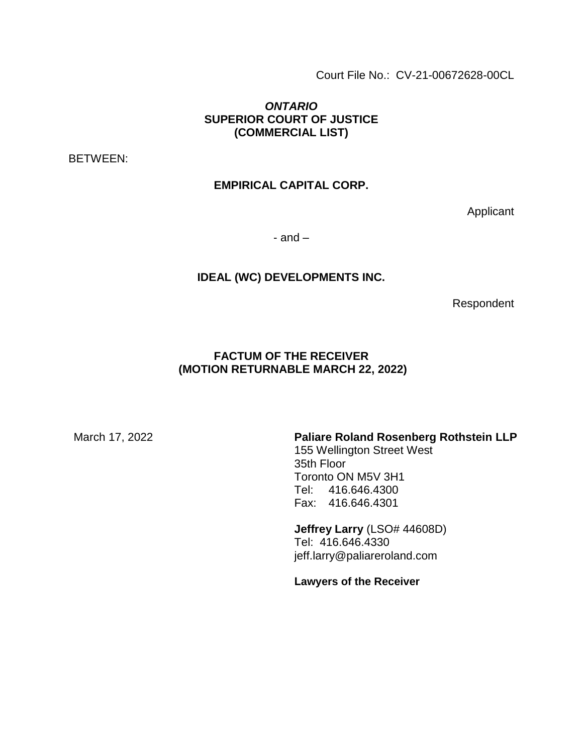Court File No.: CV-21-00672628-00CL

***ONTARIO***
**SUPERIOR COURT OF JUSTICE**
**(COMMERCIAL LIST)**

BETWEEN:

**EMPIRICAL CAPITAL CORP.**

Applicant

- and –

**IDEAL (WC) DEVELOPMENTS INC.**

Respondent

**FACTUM OF THE RECEIVER**
**(MOTION RETURNABLE MARCH 22, 2022)**

March 17, 2022

**Paliare Roland Rosenberg Rothstein LLP**
155 Wellington Street West
35th Floor
Toronto ON M5V 3H1
Tel: 416.646.4300
Fax: 416.646.4301

**Jeffrey Larry** (LSO# 44608D)
Tel: 416.646.4330
jeff.larry@paliareroland.com

**Lawyers of the Receiver**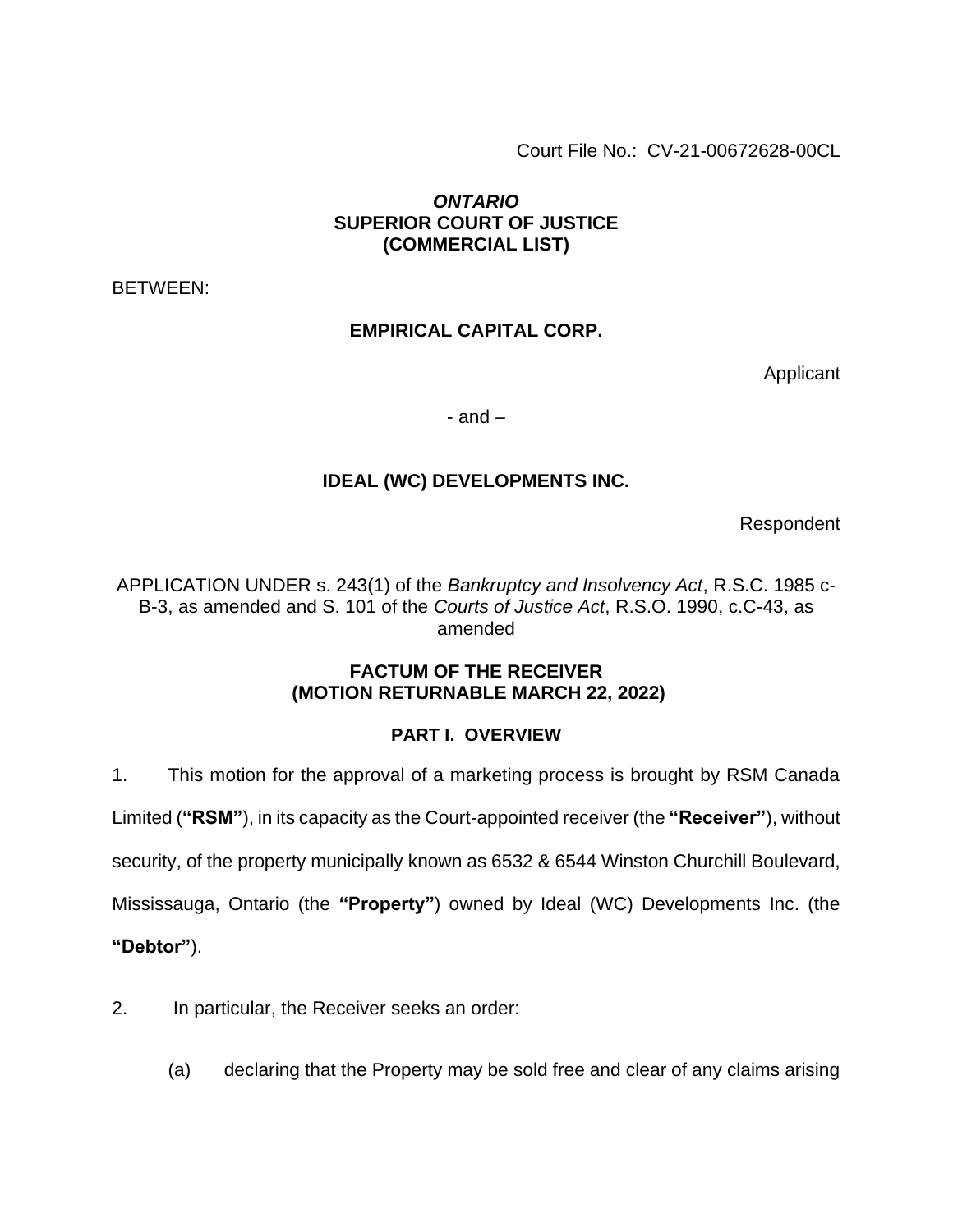Court File No.: CV-21-00672628-00CL

***ONTARIO***
**SUPERIOR COURT OF JUSTICE**
**(COMMERCIAL LIST)**

BETWEEN:

**EMPIRICAL CAPITAL CORP.**

Applicant

- and –

**IDEAL (WC) DEVELOPMENTS INC.**

Respondent

APPLICATION UNDER s. 243(1) of the *Bankruptcy and Insolvency Act*, R.S.C. 1985 c-B-3, as amended and S. 101 of the *Courts of Justice Act*, R.S.O. 1990, c.C-43, as amended

## FACTUM OF THE RECEIVER (MOTION RETURNABLE MARCH 22, 2022)

### PART I. OVERVIEW

1. This motion for the approval of a marketing process is brought by RSM Canada Limited (**"RSM"**), in its capacity as the Court-appointed receiver (the **"Receiver"**), without security, of the property municipally known as 6532 & 6544 Winston Churchill Boulevard, Mississauga, Ontario (the **"Property"**) owned by Ideal (WC) Developments Inc. (the **"Debtor"**).

2. In particular, the Receiver seeks an order:

(a) declaring that the Property may be sold free and clear of any claims arising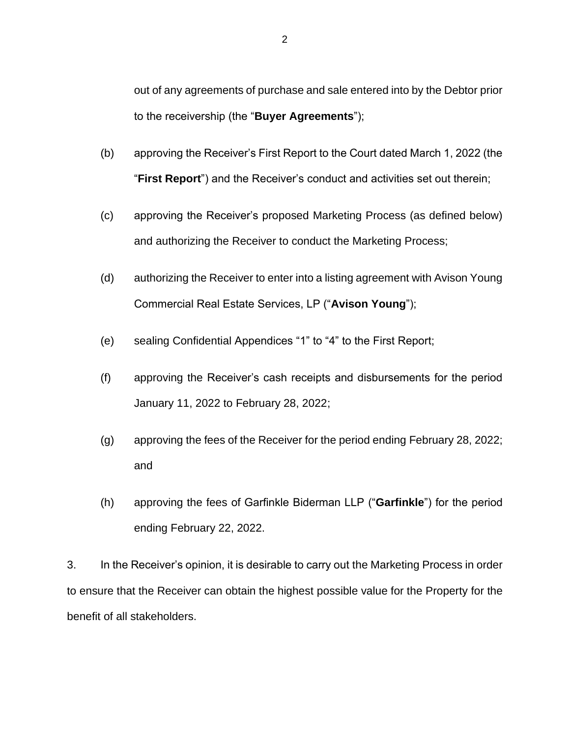out of any agreements of purchase and sale entered into by the Debtor prior to the receivership (the "**Buyer Agreements**");

(b) approving the Receiver's First Report to the Court dated March 1, 2022 (the "**First Report**") and the Receiver's conduct and activities set out therein;

(c) approving the Receiver's proposed Marketing Process (as defined below) and authorizing the Receiver to conduct the Marketing Process;

(d) authorizing the Receiver to enter into a listing agreement with Avison Young Commercial Real Estate Services, LP ("**Avison Young**");

(e) sealing Confidential Appendices "1" to "4" to the First Report;

(f) approving the Receiver's cash receipts and disbursements for the period January 11, 2022 to February 28, 2022;

(g) approving the fees of the Receiver for the period ending February 28, 2022; and

(h) approving the fees of Garfinkle Biderman LLP ("**Garfinkle**") for the period ending February 22, 2022.

3. In the Receiver's opinion, it is desirable to carry out the Marketing Process in order to ensure that the Receiver can obtain the highest possible value for the Property for the benefit of all stakeholders.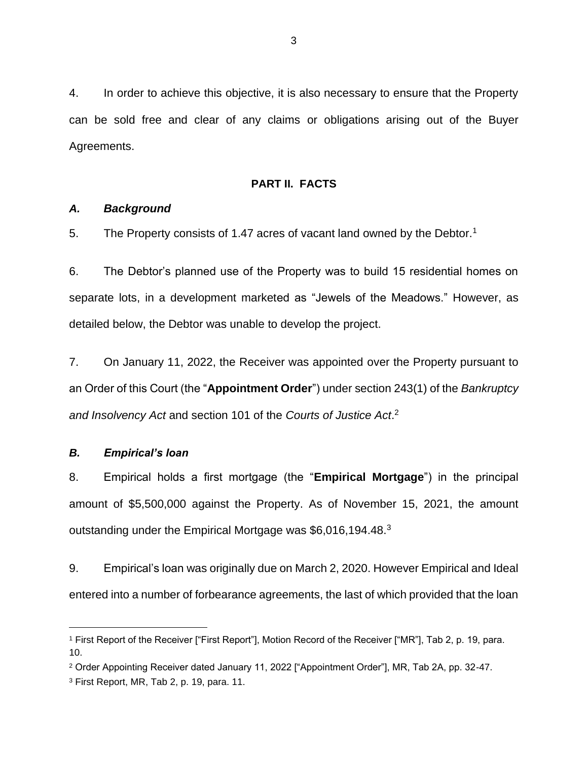4. In order to achieve this objective, it is also necessary to ensure that the Property can be sold free and clear of any claims or obligations arising out of the Buyer Agreements.

## PART II. FACTS

### *A. Background*

5. The Property consists of 1.47 acres of vacant land owned by the Debtor.[1]

6. The Debtor's planned use of the Property was to build 15 residential homes on separate lots, in a development marketed as "Jewels of the Meadows." However, as detailed below, the Debtor was unable to develop the project.

7. On January 11, 2022, the Receiver was appointed over the Property pursuant to an Order of this Court (the "**Appointment Order**") under section 243(1) of the *Bankruptcy and Insolvency Act* and section 101 of the *Courts of Justice Act*.[2]

### *B. Empirical's loan*

8. Empirical holds a first mortgage (the "**Empirical Mortgage**") in the principal amount of $5,500,000 against the Property. As of November 15, 2021, the amount outstanding under the Empirical Mortgage was $6,016,194.48.[3]

9. Empirical's loan was originally due on March 2, 2020. However Empirical and Ideal entered into a number of forbearance agreements, the last of which provided that the loan

---

[1] First Report of the Receiver ["First Report"], Motion Record of the Receiver ["MR"], Tab 2, p. 19, para. 10.

[2] Order Appointing Receiver dated January 11, 2022 ["Appointment Order"], MR, Tab 2A, pp. 32-47.

[3] First Report, MR, Tab 2, p. 19, para. 11.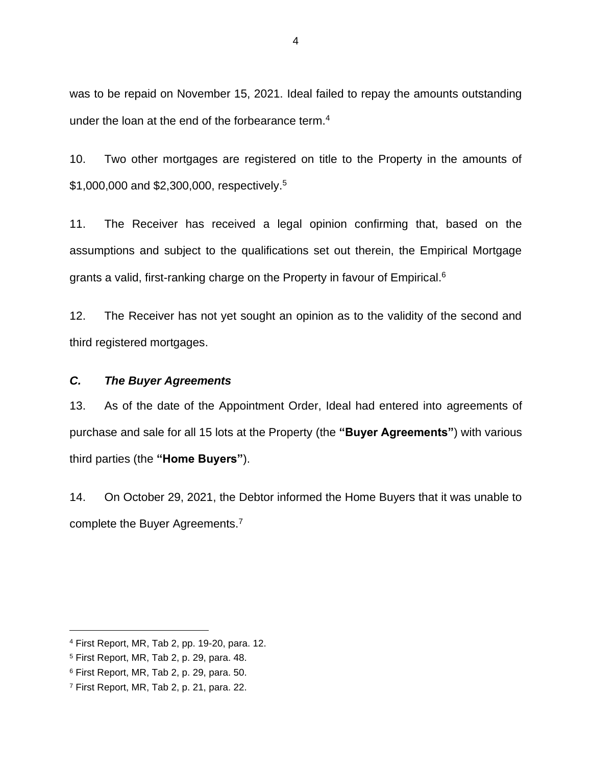was to be repaid on November 15, 2021. Ideal failed to repay the amounts outstanding under the loan at the end of the forbearance term.[4]

10. Two other mortgages are registered on title to the Property in the amounts of $1,000,000 and $2,300,000, respectively.[5]

11. The Receiver has received a legal opinion confirming that, based on the assumptions and subject to the qualifications set out therein, the Empirical Mortgage grants a valid, first-ranking charge on the Property in favour of Empirical.[6]

12. The Receiver has not yet sought an opinion as to the validity of the second and third registered mortgages.

### *C. The Buyer Agreements*

13. As of the date of the Appointment Order, Ideal had entered into agreements of purchase and sale for all 15 lots at the Property (the **"Buyer Agreements"**) with various third parties (the **"Home Buyers"**).

14. On October 29, 2021, the Debtor informed the Home Buyers that it was unable to complete the Buyer Agreements.[7]

---

[4] First Report, MR, Tab 2, pp. 19-20, para. 12.

[5] First Report, MR, Tab 2, p. 29, para. 48.

[6] First Report, MR, Tab 2, p. 29, para. 50.

[7] First Report, MR, Tab 2, p. 21, para. 22.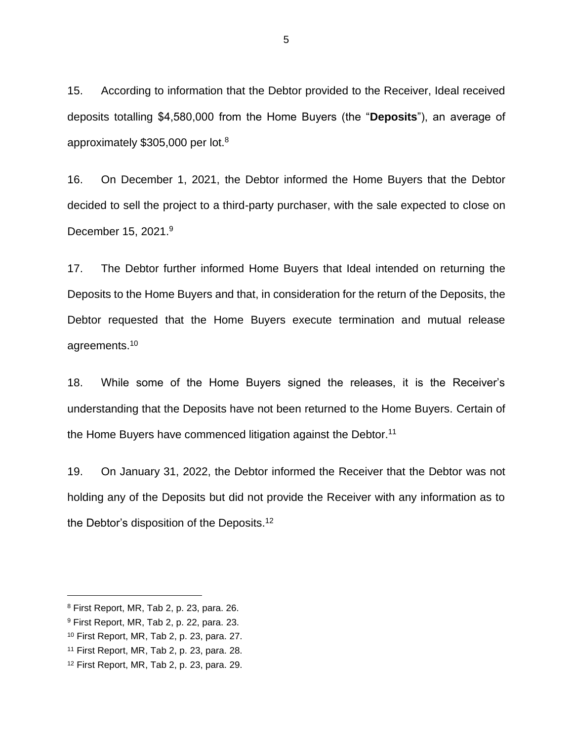15. According to information that the Debtor provided to the Receiver, Ideal received deposits totalling $4,580,000 from the Home Buyers (the "**Deposits**"), an average of approximately $305,000 per lot.[8]

16. On December 1, 2021, the Debtor informed the Home Buyers that the Debtor decided to sell the project to a third-party purchaser, with the sale expected to close on December 15, 2021.[9]

17. The Debtor further informed Home Buyers that Ideal intended on returning the Deposits to the Home Buyers and that, in consideration for the return of the Deposits, the Debtor requested that the Home Buyers execute termination and mutual release agreements.[10]

18. While some of the Home Buyers signed the releases, it is the Receiver's understanding that the Deposits have not been returned to the Home Buyers. Certain of the Home Buyers have commenced litigation against the Debtor.[11]

19. On January 31, 2022, the Debtor informed the Receiver that the Debtor was not holding any of the Deposits but did not provide the Receiver with any information as to the Debtor's disposition of the Deposits.[12]

---

[8] First Report, MR, Tab 2, p. 23, para. 26.

[9] First Report, MR, Tab 2, p. 22, para. 23.

[10] First Report, MR, Tab 2, p. 23, para. 27.

[11] First Report, MR, Tab 2, p. 23, para. 28.

[12] First Report, MR, Tab 2, p. 23, para. 29.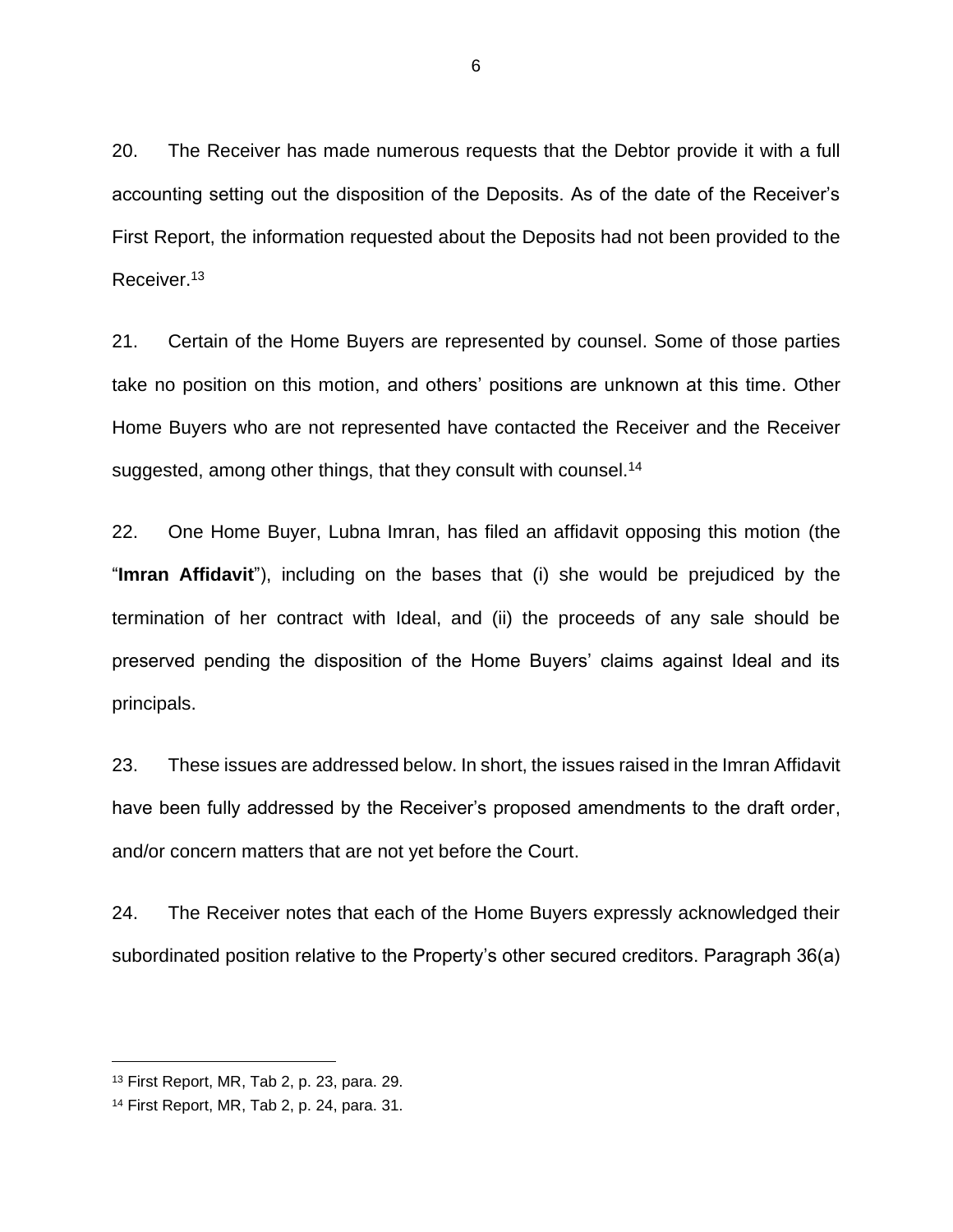20. The Receiver has made numerous requests that the Debtor provide it with a full accounting setting out the disposition of the Deposits. As of the date of the Receiver's First Report, the information requested about the Deposits had not been provided to the Receiver.[13]

21. Certain of the Home Buyers are represented by counsel. Some of those parties take no position on this motion, and others' positions are unknown at this time. Other Home Buyers who are not represented have contacted the Receiver and the Receiver suggested, among other things, that they consult with counsel.[14]

22. One Home Buyer, Lubna Imran, has filed an affidavit opposing this motion (the "**Imran Affidavit**"), including on the bases that (i) she would be prejudiced by the termination of her contract with Ideal, and (ii) the proceeds of any sale should be preserved pending the disposition of the Home Buyers' claims against Ideal and its principals.

23. These issues are addressed below. In short, the issues raised in the Imran Affidavit have been fully addressed by the Receiver's proposed amendments to the draft order, and/or concern matters that are not yet before the Court.

24. The Receiver notes that each of the Home Buyers expressly acknowledged their subordinated position relative to the Property's other secured creditors. Paragraph 36(a)

---

[13] First Report, MR, Tab 2, p. 23, para. 29.

[14] First Report, MR, Tab 2, p. 24, para. 31.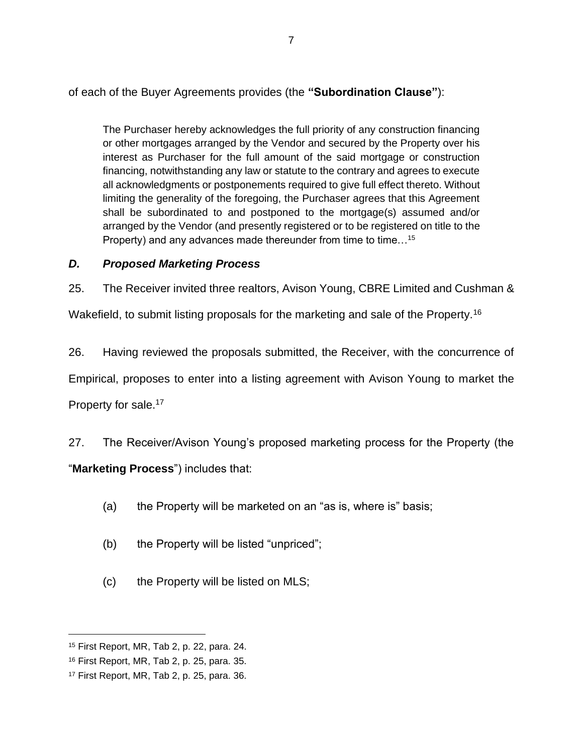of each of the Buyer Agreements provides (the **"Subordination Clause"**):

> The Purchaser hereby acknowledges the full priority of any construction financing or other mortgages arranged by the Vendor and secured by the Property over his interest as Purchaser for the full amount of the said mortgage or construction financing, notwithstanding any law or statute to the contrary and agrees to execute all acknowledgments or postponements required to give full effect thereto. Without limiting the generality of the foregoing, the Purchaser agrees that this Agreement shall be subordinated to and postponed to the mortgage(s) assumed and/or arranged by the Vendor (and presently registered or to be registered on title to the Property) and any advances made thereunder from time to time…[15]

### *D. Proposed Marketing Process*

25. The Receiver invited three realtors, Avison Young, CBRE Limited and Cushman & Wakefield, to submit listing proposals for the marketing and sale of the Property.[16]

26. Having reviewed the proposals submitted, the Receiver, with the concurrence of Empirical, proposes to enter into a listing agreement with Avison Young to market the Property for sale.[17]

27. The Receiver/Avison Young's proposed marketing process for the Property (the "**Marketing Process**") includes that:

(a) the Property will be marketed on an "as is, where is" basis;

(b) the Property will be listed "unpriced";

(c) the Property will be listed on MLS;

---

[15] First Report, MR, Tab 2, p. 22, para. 24.

[16] First Report, MR, Tab 2, p. 25, para. 35.

[17] First Report, MR, Tab 2, p. 25, para. 36.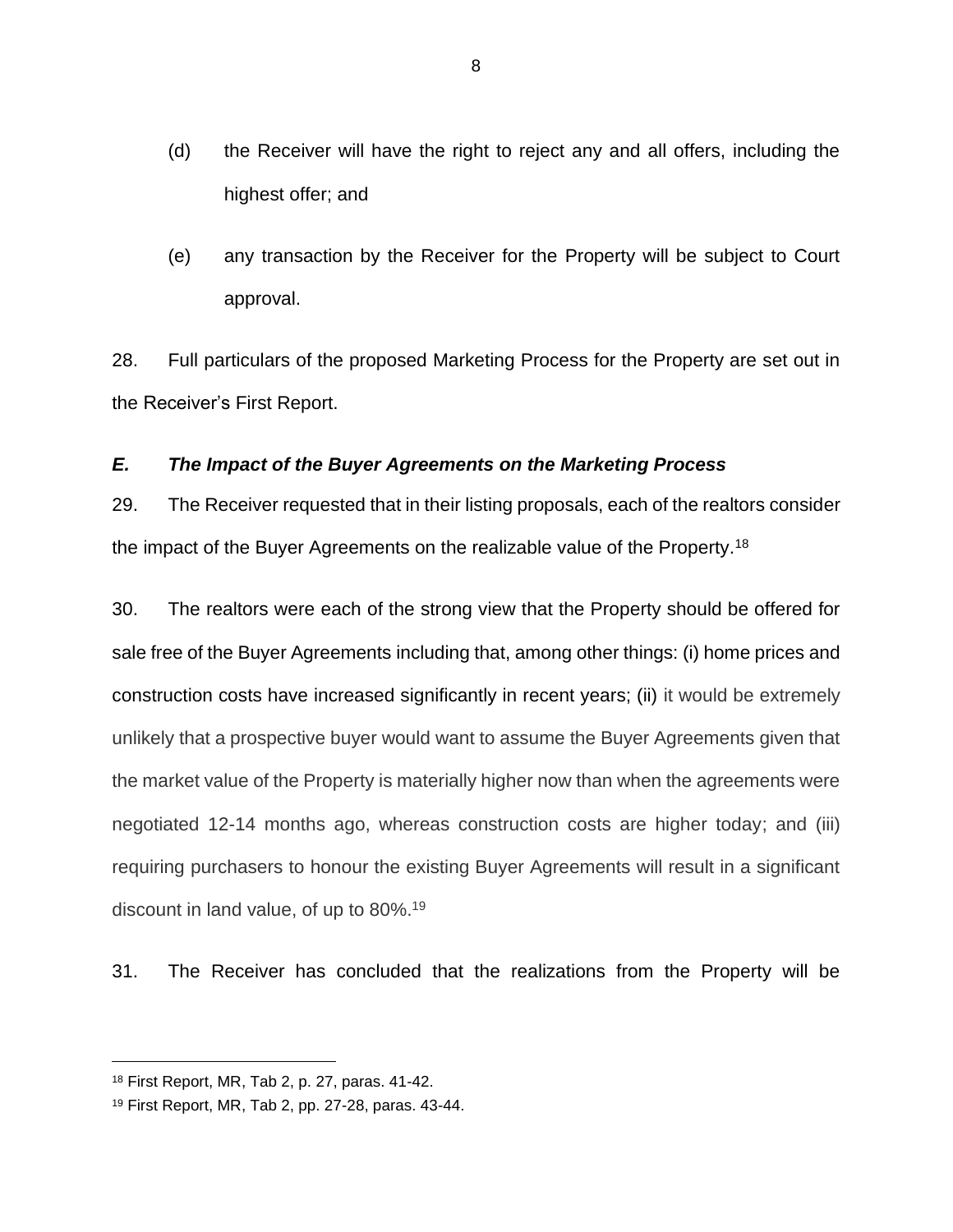(d) the Receiver will have the right to reject any and all offers, including the highest offer; and

(e) any transaction by the Receiver for the Property will be subject to Court approval.

28. Full particulars of the proposed Marketing Process for the Property are set out in the Receiver's First Report.

### *E. The Impact of the Buyer Agreements on the Marketing Process*

29. The Receiver requested that in their listing proposals, each of the realtors consider the impact of the Buyer Agreements on the realizable value of the Property.[18]

30. The realtors were each of the strong view that the Property should be offered for sale free of the Buyer Agreements including that, among other things: (i) home prices and construction costs have increased significantly in recent years; (ii) it would be extremely unlikely that a prospective buyer would want to assume the Buyer Agreements given that the market value of the Property is materially higher now than when the agreements were negotiated 12-14 months ago, whereas construction costs are higher today; and (iii) requiring purchasers to honour the existing Buyer Agreements will result in a significant discount in land value, of up to 80%.[19]

31. The Receiver has concluded that the realizations from the Property will be

---

[18] First Report, MR, Tab 2, p. 27, paras. 41-42.

[19] First Report, MR, Tab 2, pp. 27-28, paras. 43-44.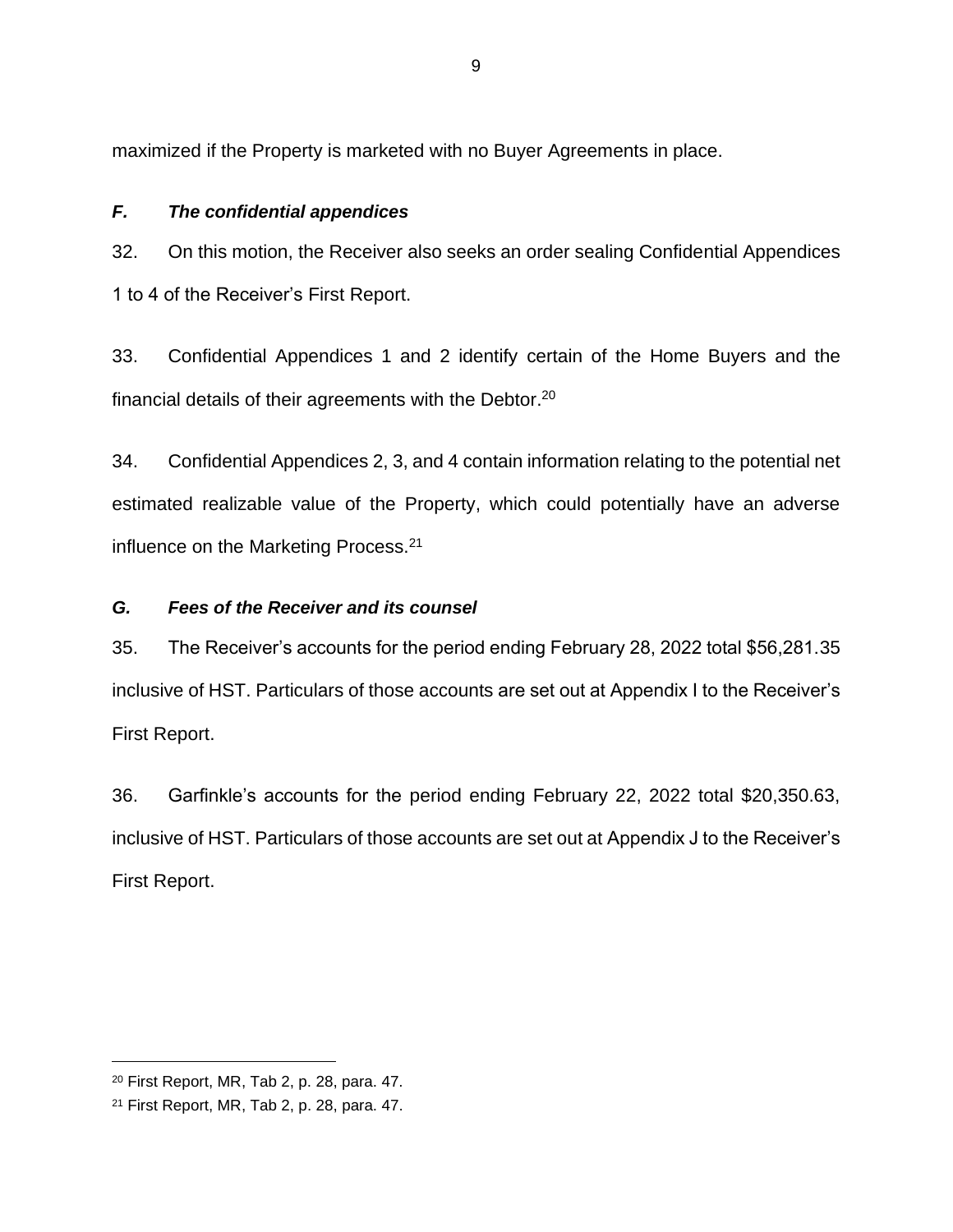maximized if the Property is marketed with no Buyer Agreements in place.

### *F. The confidential appendices*

32. On this motion, the Receiver also seeks an order sealing Confidential Appendices 1 to 4 of the Receiver's First Report.

33. Confidential Appendices 1 and 2 identify certain of the Home Buyers and the financial details of their agreements with the Debtor.[20]

34. Confidential Appendices 2, 3, and 4 contain information relating to the potential net estimated realizable value of the Property, which could potentially have an adverse influence on the Marketing Process.[21]

### *G. Fees of the Receiver and its counsel*

35. The Receiver's accounts for the period ending February 28, 2022 total $56,281.35 inclusive of HST. Particulars of those accounts are set out at Appendix I to the Receiver's First Report.

36. Garfinkle's accounts for the period ending February 22, 2022 total $20,350.63, inclusive of HST. Particulars of those accounts are set out at Appendix J to the Receiver's First Report.

---

[20] First Report, MR, Tab 2, p. 28, para. 47.

[21] First Report, MR, Tab 2, p. 28, para. 47.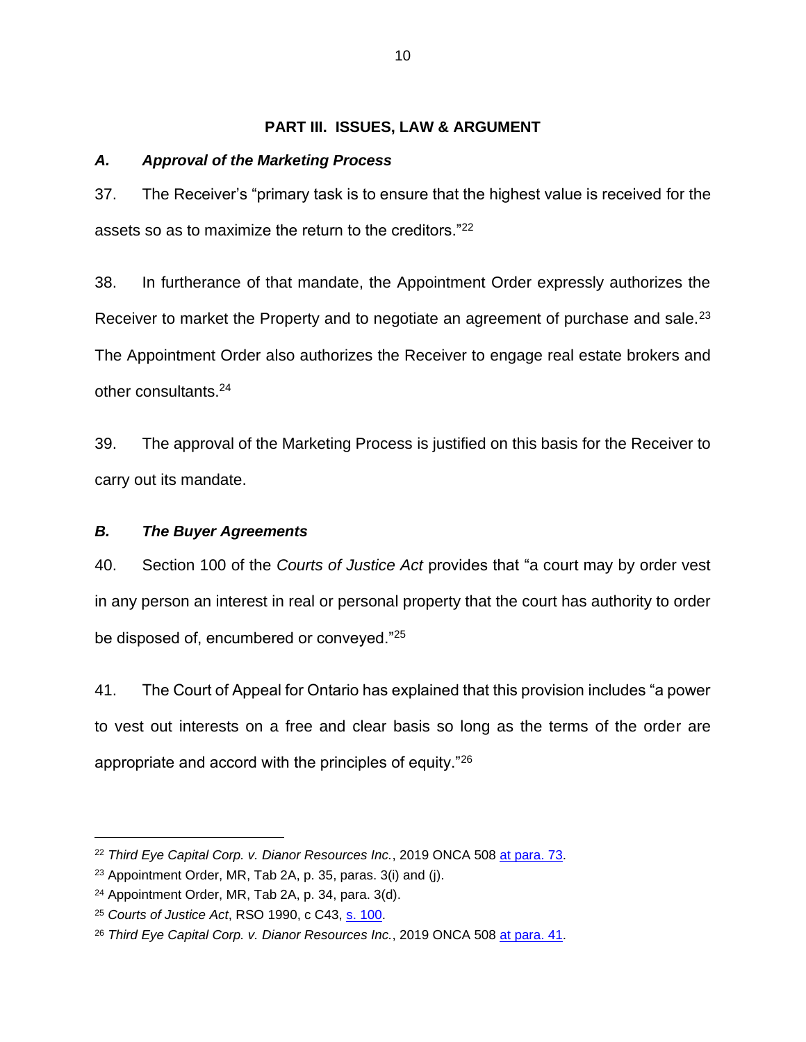## PART III. ISSUES, LAW & ARGUMENT

### *A. Approval of the Marketing Process*

37. The Receiver's "primary task is to ensure that the highest value is received for the assets so as to maximize the return to the creditors."[22]

38. In furtherance of that mandate, the Appointment Order expressly authorizes the Receiver to market the Property and to negotiate an agreement of purchase and sale.[23] The Appointment Order also authorizes the Receiver to engage real estate brokers and other consultants.[24]

39. The approval of the Marketing Process is justified on this basis for the Receiver to carry out its mandate.

### *B. The Buyer Agreements*

40. Section 100 of the *Courts of Justice Act* provides that "a court may by order vest in any person an interest in real or personal property that the court has authority to order be disposed of, encumbered or conveyed."[25]

41. The Court of Appeal for Ontario has explained that this provision includes "a power to vest out interests on a free and clear basis so long as the terms of the order are appropriate and accord with the principles of equity."[26]

---

[22] *Third Eye Capital Corp. v. Dianor Resources Inc.*, 2019 ONCA 508 at para. 73.

[23] Appointment Order, MR, Tab 2A, p. 35, paras. 3(i) and (j).

[24] Appointment Order, MR, Tab 2A, p. 34, para. 3(d).

[25] *Courts of Justice Act*, RSO 1990, c C43, s. 100.

[26] *Third Eye Capital Corp. v. Dianor Resources Inc.*, 2019 ONCA 508 at para. 41.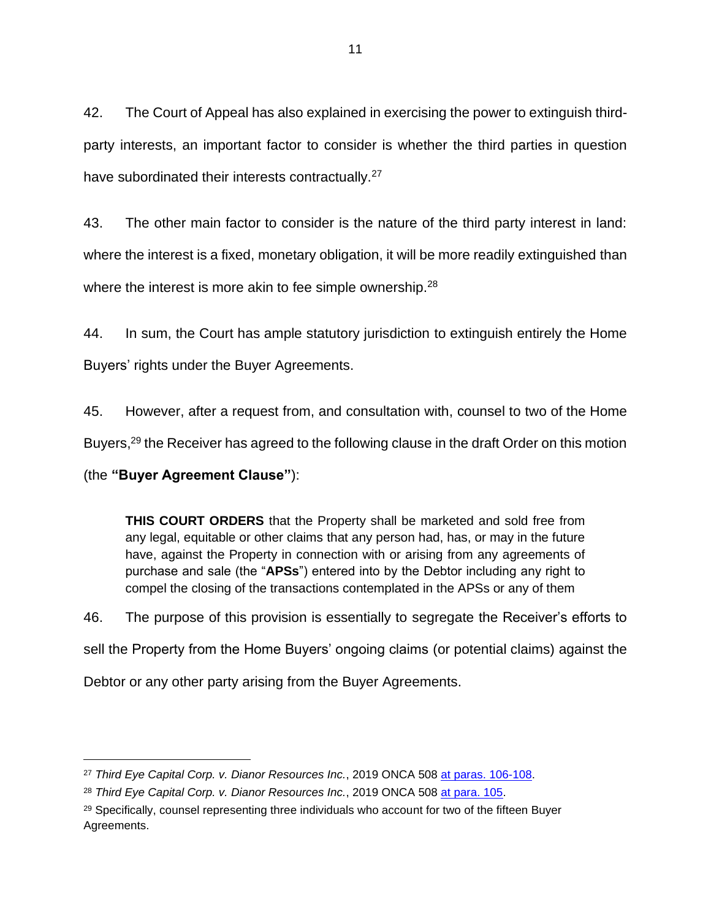42. The Court of Appeal has also explained in exercising the power to extinguish third-party interests, an important factor to consider is whether the third parties in question have subordinated their interests contractually.[27]

43. The other main factor to consider is the nature of the third party interest in land: where the interest is a fixed, monetary obligation, it will be more readily extinguished than where the interest is more akin to fee simple ownership.[28]

44. In sum, the Court has ample statutory jurisdiction to extinguish entirely the Home Buyers' rights under the Buyer Agreements.

45. However, after a request from, and consultation with, counsel to two of the Home Buyers,[29] the Receiver has agreed to the following clause in the draft Order on this motion (the **"Buyer Agreement Clause"**):

> **THIS COURT ORDERS** that the Property shall be marketed and sold free from any legal, equitable or other claims that any person had, has, or may in the future have, against the Property in connection with or arising from any agreements of purchase and sale (the "**APSs**") entered into by the Debtor including any right to compel the closing of the transactions contemplated in the APSs or any of them

46. The purpose of this provision is essentially to segregate the Receiver's efforts to sell the Property from the Home Buyers' ongoing claims (or potential claims) against the Debtor or any other party arising from the Buyer Agreements.

---

[27] *Third Eye Capital Corp. v. Dianor Resources Inc.*, 2019 ONCA 508 at paras. 106-108.

[28] *Third Eye Capital Corp. v. Dianor Resources Inc.*, 2019 ONCA 508 at para. 105.

[29] Specifically, counsel representing three individuals who account for two of the fifteen Buyer Agreements.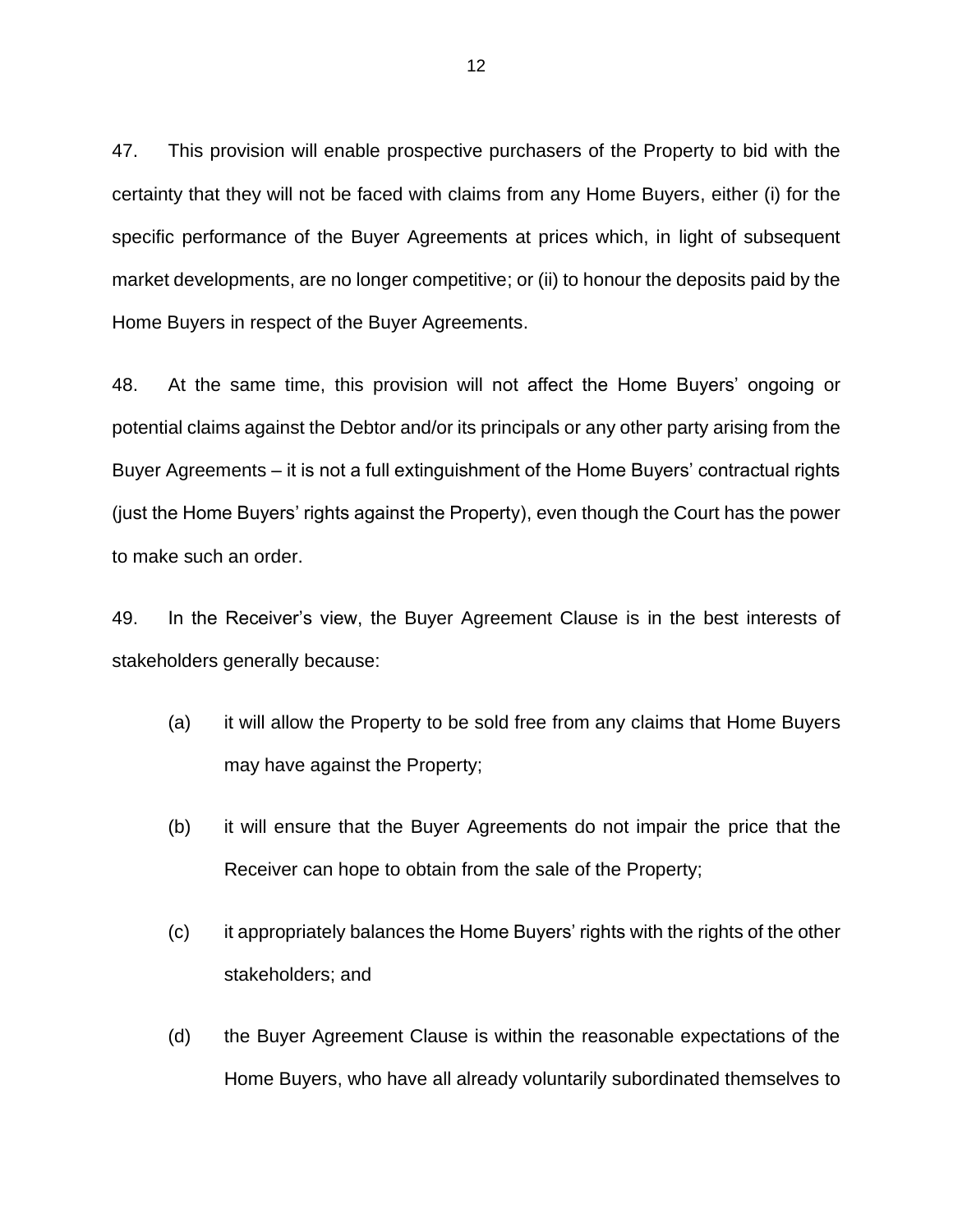47. This provision will enable prospective purchasers of the Property to bid with the certainty that they will not be faced with claims from any Home Buyers, either (i) for the specific performance of the Buyer Agreements at prices which, in light of subsequent market developments, are no longer competitive; or (ii) to honour the deposits paid by the Home Buyers in respect of the Buyer Agreements.

48. At the same time, this provision will not affect the Home Buyers' ongoing or potential claims against the Debtor and/or its principals or any other party arising from the Buyer Agreements – it is not a full extinguishment of the Home Buyers' contractual rights (just the Home Buyers' rights against the Property), even though the Court has the power to make such an order.

49. In the Receiver's view, the Buyer Agreement Clause is in the best interests of stakeholders generally because:

(a) it will allow the Property to be sold free from any claims that Home Buyers may have against the Property;

(b) it will ensure that the Buyer Agreements do not impair the price that the Receiver can hope to obtain from the sale of the Property;

(c) it appropriately balances the Home Buyers' rights with the rights of the other stakeholders; and

(d) the Buyer Agreement Clause is within the reasonable expectations of the Home Buyers, who have all already voluntarily subordinated themselves to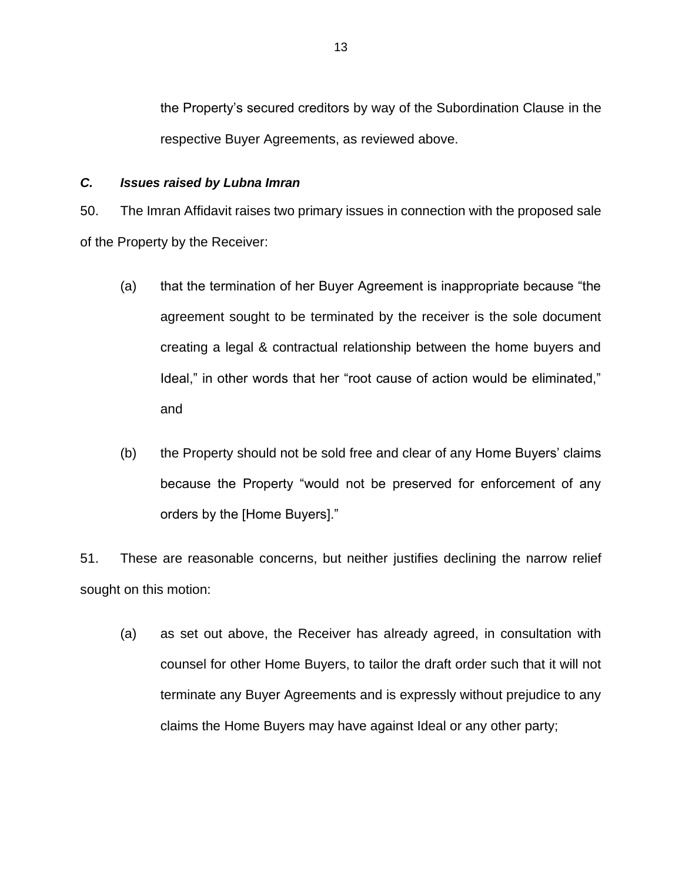the Property's secured creditors by way of the Subordination Clause in the respective Buyer Agreements, as reviewed above.

### *C. Issues raised by Lubna Imran*

50. The Imran Affidavit raises two primary issues in connection with the proposed sale of the Property by the Receiver:

(a) that the termination of her Buyer Agreement is inappropriate because "the agreement sought to be terminated by the receiver is the sole document creating a legal & contractual relationship between the home buyers and Ideal," in other words that her "root cause of action would be eliminated," and

(b) the Property should not be sold free and clear of any Home Buyers' claims because the Property "would not be preserved for enforcement of any orders by the [Home Buyers]."

51. These are reasonable concerns, but neither justifies declining the narrow relief sought on this motion:

(a) as set out above, the Receiver has already agreed, in consultation with counsel for other Home Buyers, to tailor the draft order such that it will not terminate any Buyer Agreements and is expressly without prejudice to any claims the Home Buyers may have against Ideal or any other party;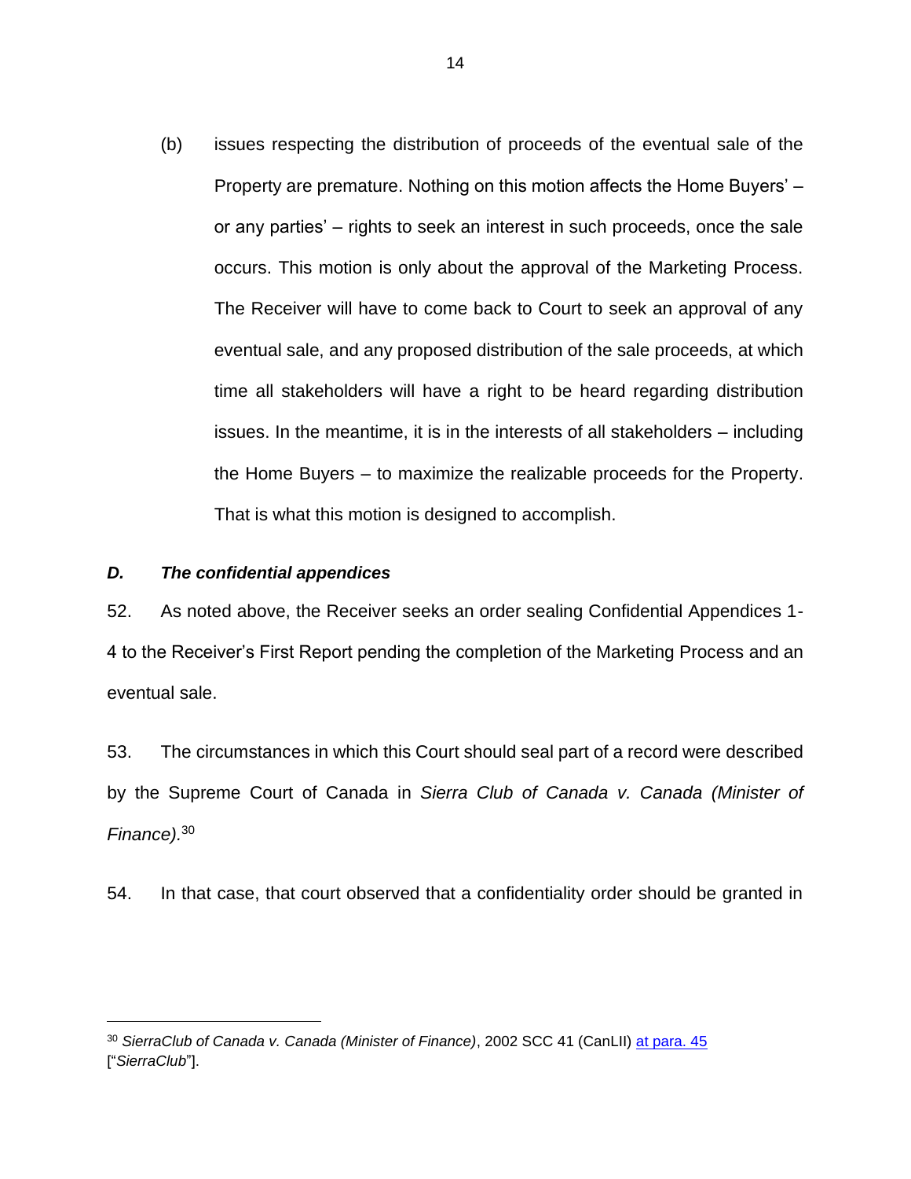(b) issues respecting the distribution of proceeds of the eventual sale of the Property are premature. Nothing on this motion affects the Home Buyers' – or any parties' – rights to seek an interest in such proceeds, once the sale occurs. This motion is only about the approval of the Marketing Process. The Receiver will have to come back to Court to seek an approval of any eventual sale, and any proposed distribution of the sale proceeds, at which time all stakeholders will have a right to be heard regarding distribution issues. In the meantime, it is in the interests of all stakeholders – including the Home Buyers – to maximize the realizable proceeds for the Property. That is what this motion is designed to accomplish.

### *D. The confidential appendices*

52. As noted above, the Receiver seeks an order sealing Confidential Appendices 1-4 to the Receiver's First Report pending the completion of the Marketing Process and an eventual sale.

53. The circumstances in which this Court should seal part of a record were described by the Supreme Court of Canada in *Sierra Club of Canada v. Canada (Minister of Finance).*[30]

54. In that case, that court observed that a confidentiality order should be granted in

---

[30] *SierraClub of Canada v. Canada (Minister of Finance)*, 2002 SCC 41 (CanLII) at para. 45 ["*SierraClub*"].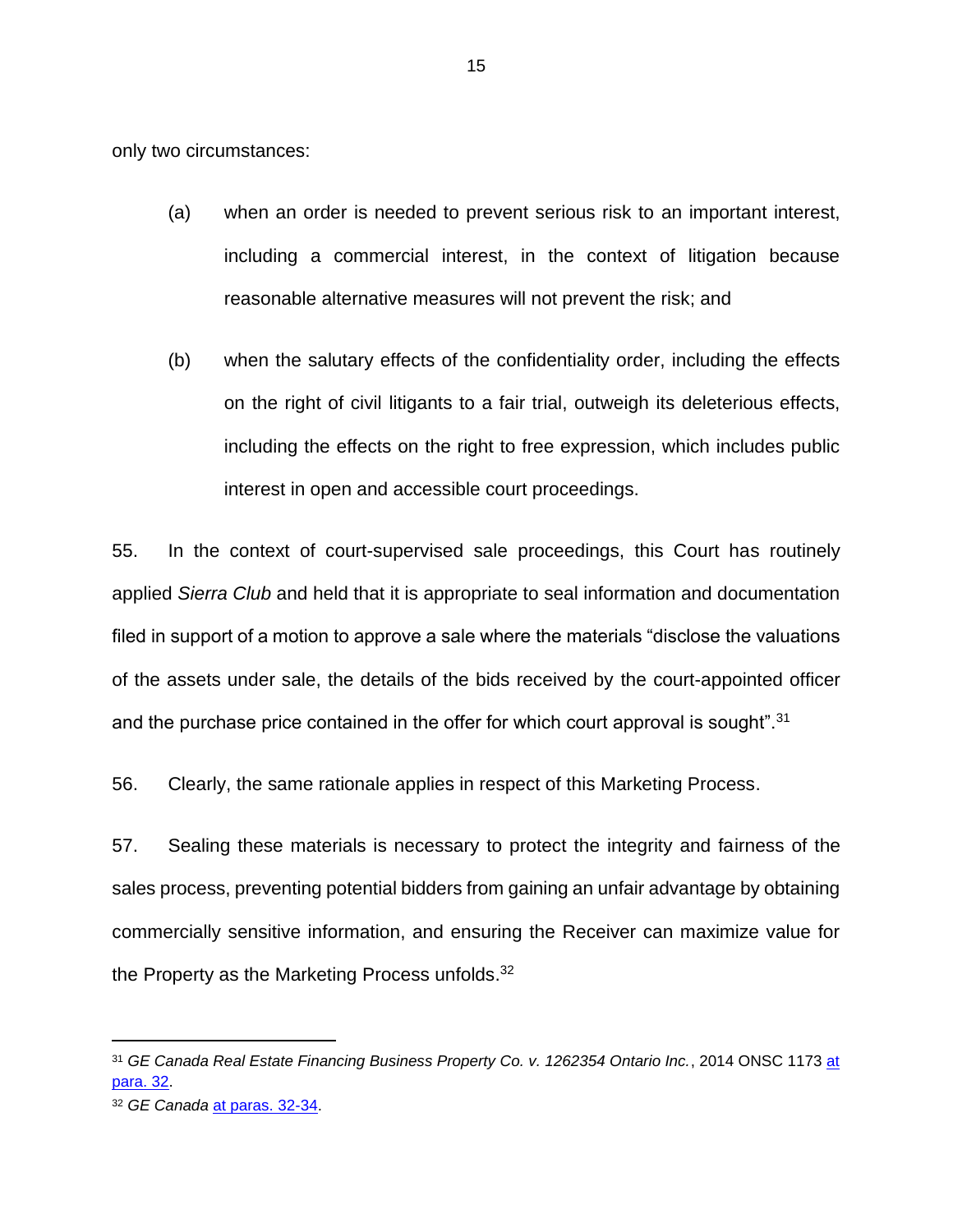only two circumstances:

(a) when an order is needed to prevent serious risk to an important interest, including a commercial interest, in the context of litigation because reasonable alternative measures will not prevent the risk; and

(b) when the salutary effects of the confidentiality order, including the effects on the right of civil litigants to a fair trial, outweigh its deleterious effects, including the effects on the right to free expression, which includes public interest in open and accessible court proceedings.

55. In the context of court-supervised sale proceedings, this Court has routinely applied *Sierra Club* and held that it is appropriate to seal information and documentation filed in support of a motion to approve a sale where the materials “disclose the valuations of the assets under sale, the details of the bids received by the court-appointed officer and the purchase price contained in the offer for which court approval is sought”.[31]

56. Clearly, the same rationale applies in respect of this Marketing Process.

57. Sealing these materials is necessary to protect the integrity and fairness of the sales process, preventing potential bidders from gaining an unfair advantage by obtaining commercially sensitive information, and ensuring the Receiver can maximize value for the Property as the Marketing Process unfolds.[32]

---

[31] *GE Canada Real Estate Financing Business Property Co. v. 1262354 Ontario Inc.*, 2014 ONSC 1173 at para. 32.

[32] *GE Canada* at paras. 32-34.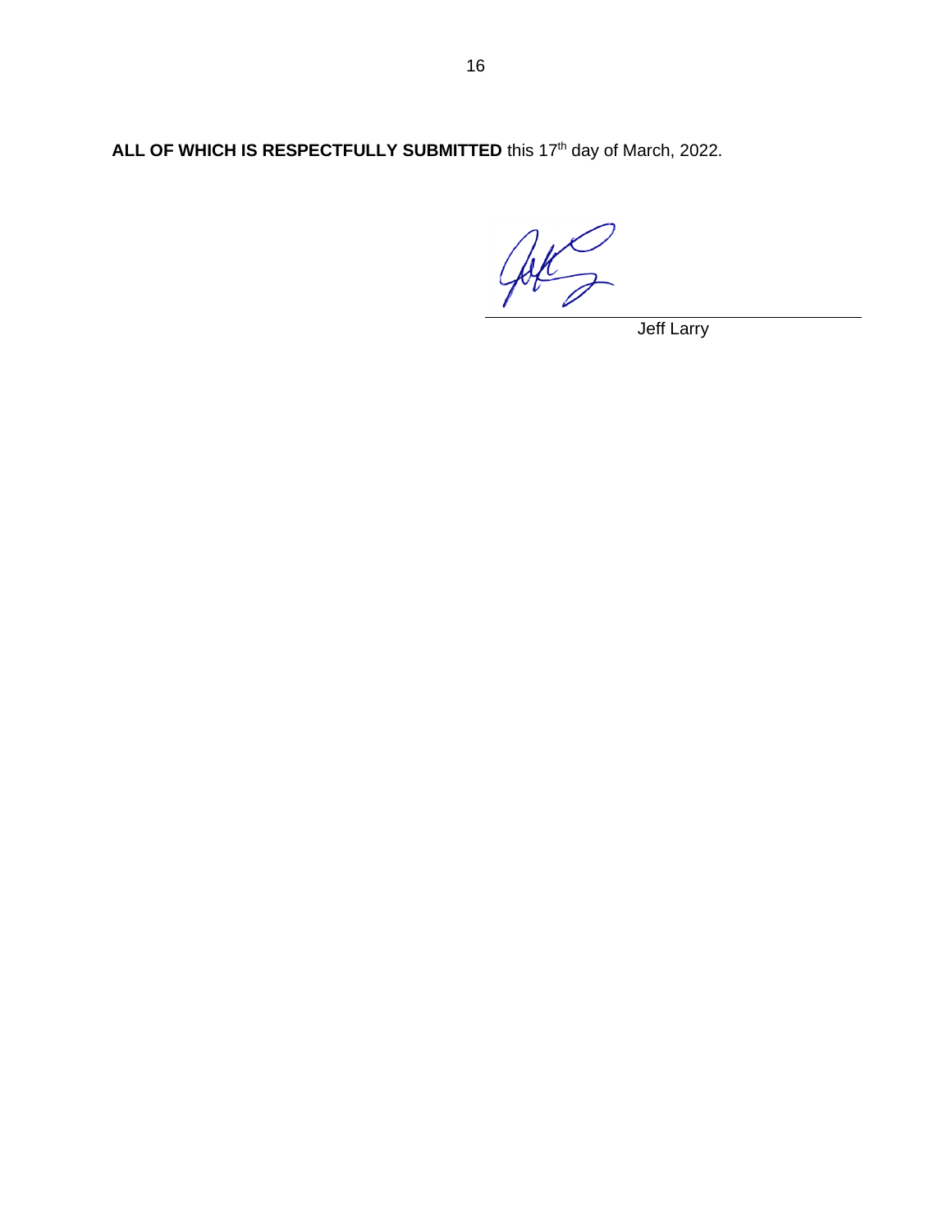**ALL OF WHICH IS RESPECTFULLY SUBMITTED** this 17th day of March, 2022.

Jeff Larry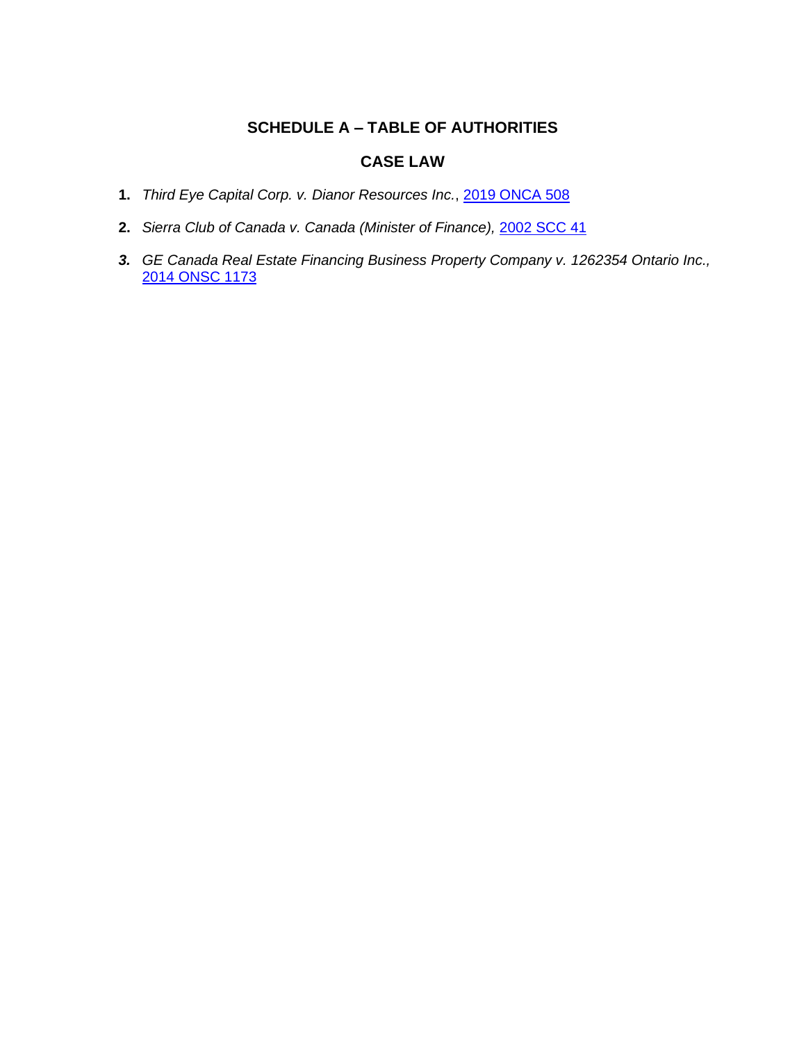## SCHEDULE A – TABLE OF AUTHORITIES

### CASE LAW

1. *Third Eye Capital Corp. v. Dianor Resources Inc.*, 2019 ONCA 508
2. *Sierra Club of Canada v. Canada (Minister of Finance),* 2002 SCC 41
3. *GE Canada Real Estate Financing Business Property Company v. 1262354 Ontario Inc.,* 2014 ONSC 1173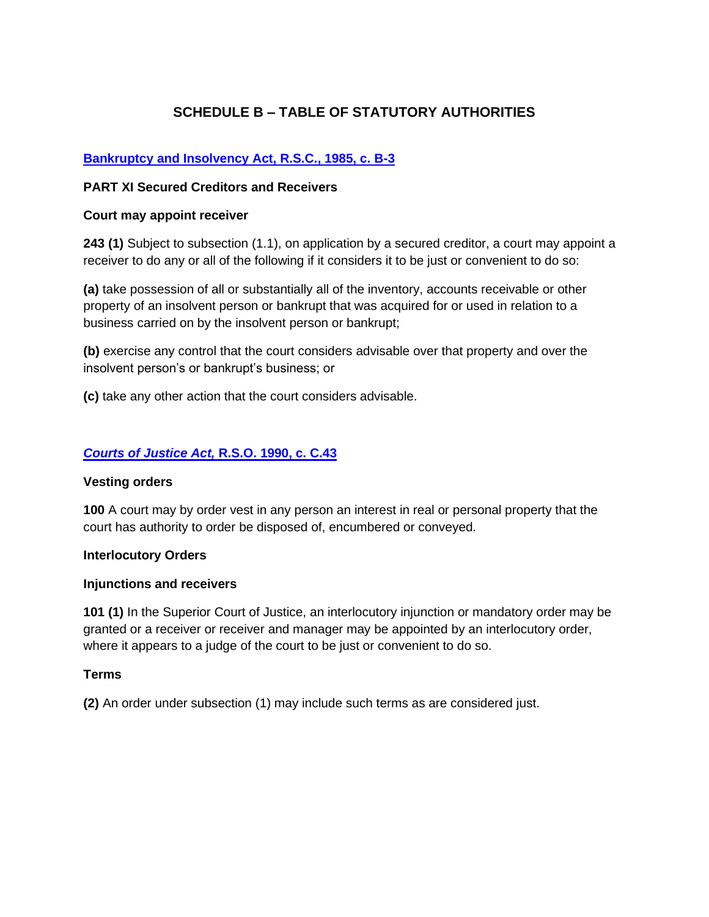## SCHEDULE B – TABLE OF STATUTORY AUTHORITIES

**Bankruptcy and Insolvency Act, R.S.C., 1985, c. B-3**

**PART XI Secured Creditors and Receivers**

**Court may appoint receiver**

**243 (1)** Subject to subsection (1.1), on application by a secured creditor, a court may appoint a receiver to do any or all of the following if it considers it to be just or convenient to do so:

**(a)** take possession of all or substantially all of the inventory, accounts receivable or other property of an insolvent person or bankrupt that was acquired for or used in relation to a business carried on by the insolvent person or bankrupt;

**(b)** exercise any control that the court considers advisable over that property and over the insolvent person's or bankrupt's business; or

**(c)** take any other action that the court considers advisable.

***Courts of Justice Act,* R.S.O. 1990, c. C.43**

**Vesting orders**

**100** A court may by order vest in any person an interest in real or personal property that the court has authority to order be disposed of, encumbered or conveyed.

**Interlocutory Orders**

**Injunctions and receivers**

**101 (1)** In the Superior Court of Justice, an interlocutory injunction or mandatory order may be granted or a receiver or receiver and manager may be appointed by an interlocutory order, where it appears to a judge of the court to be just or convenient to do so.

**Terms**

**(2)** An order under subsection (1) may include such terms as are considered just.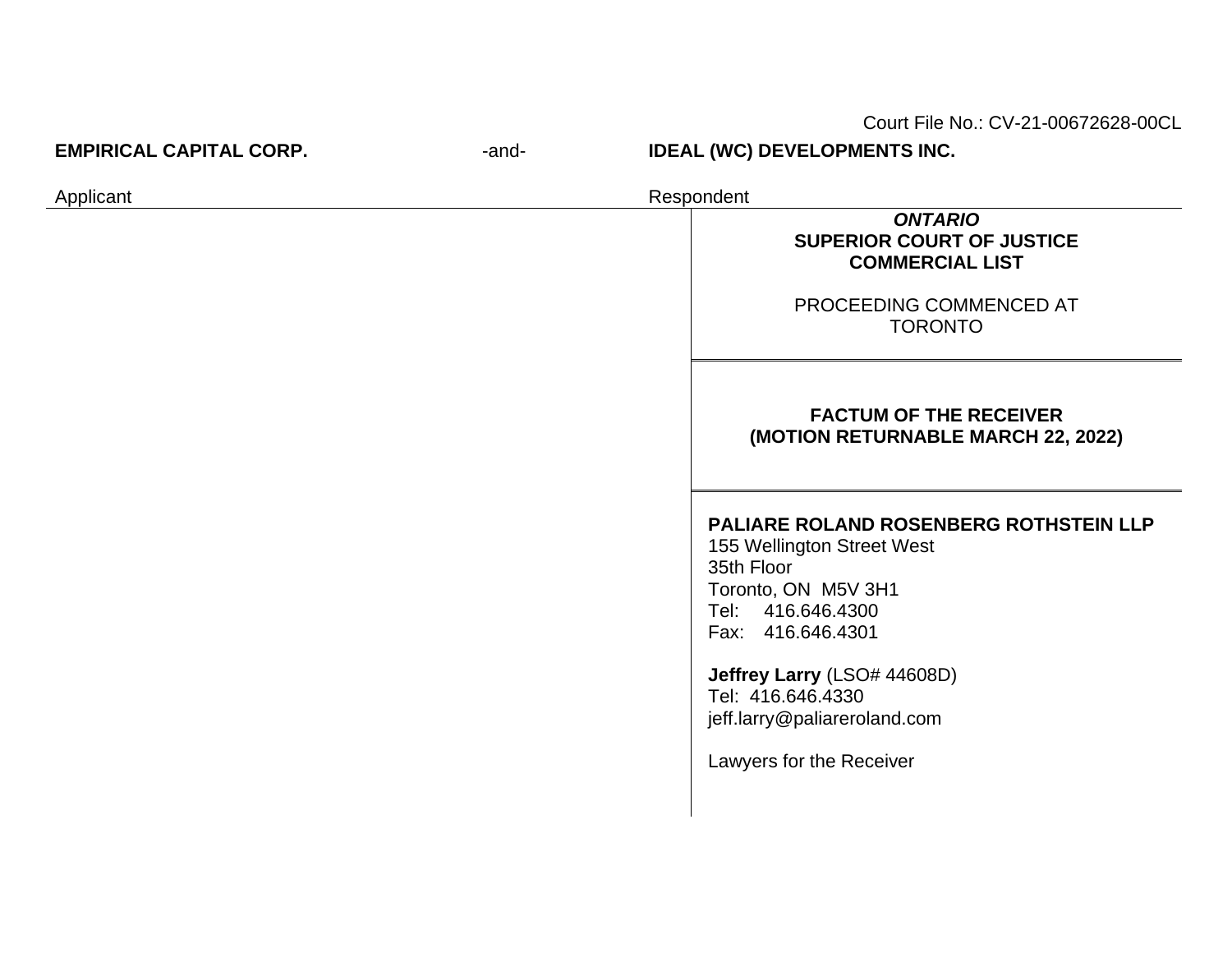Court File No.: CV-21-00672628-00CL

**EMPIRICAL CAPITAL CORP.** -and- **IDEAL (WC) DEVELOPMENTS INC.**

Applicant Respondent

***ONTARIO***
**SUPERIOR COURT OF JUSTICE**
**COMMERCIAL LIST**

PROCEEDING COMMENCED AT TORONTO

**FACTUM OF THE RECEIVER**
**(MOTION RETURNABLE MARCH 22, 2022)**

**PALIARE ROLAND ROSENBERG ROTHSTEIN LLP**
155 Wellington Street West
35th Floor
Toronto, ON M5V 3H1
Tel: 416.646.4300
Fax: 416.646.4301

**Jeffrey Larry** (LSO# 44608D)
Tel: 416.646.4330
jeff.larry@paliareroland.com

Lawyers for the Receiver